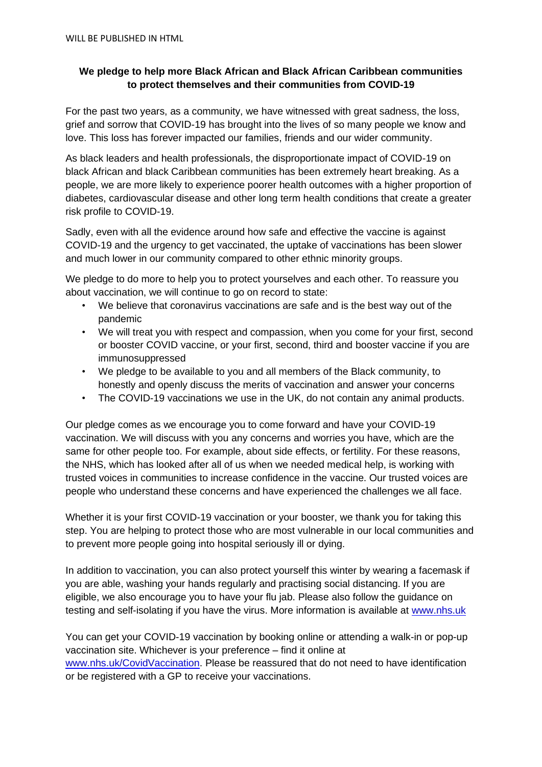WILL BE PUBLISHED IN HTML

**We pledge to help more Black African and Black African Caribbean communities to protect themselves and their communities from COVID-19**

For the past two years, as a community, we have witnessed with great sadness, the loss, grief and sorrow that COVID-19 has brought into the lives of so many people we know and love. This loss has forever impacted our families, friends and our wider community.

As black leaders and health professionals, the disproportionate impact of COVID-19 on black African and black Caribbean communities has been extremely heart breaking. As a people, we are more likely to experience poorer health outcomes with a higher proportion of diabetes, cardiovascular disease and other long term health conditions that create a greater risk profile to COVID-19.

Sadly, even with all the evidence around how safe and effective the vaccine is against COVID-19 and the urgency to get vaccinated, the uptake of vaccinations has been slower and much lower in our community compared to other ethnic minority groups.

We pledge to do more to help you to protect yourselves and each other. To reassure you about vaccination, we will continue to go on record to state:

- We believe that coronavirus vaccinations are safe and is the best way out of the pandemic
- We will treat you with respect and compassion, when you come for your first, second or booster COVID vaccine, or your first, second, third and booster vaccine if you are immunosuppressed
- We pledge to be available to you and all members of the Black community, to honestly and openly discuss the merits of vaccination and answer your concerns
- The COVID-19 vaccinations we use in the UK, do not contain any animal products.

Our pledge comes as we encourage you to come forward and have your COVID-19 vaccination. We will discuss with you any concerns and worries you have, which are the same for other people too. For example, about side effects, or fertility. For these reasons, the NHS, which has looked after all of us when we needed medical help, is working with trusted voices in communities to increase confidence in the vaccine. Our trusted voices are people who understand these concerns and have experienced the challenges we all face.

Whether it is your first COVID-19 vaccination or your booster, we thank you for taking this step. You are helping to protect those who are most vulnerable in our local communities and to prevent more people going into hospital seriously ill or dying.

In addition to vaccination, you can also protect yourself this winter by wearing a facemask if you are able, washing your hands regularly and practising social distancing. If you are eligible, we also encourage you to have your flu jab. Please also follow the guidance on testing and self-isolating if you have the virus. More information is available at [www.nhs.uk](www.nhs.uk)

You can get your COVID-19 vaccination by booking online or attending a walk-in or pop-up vaccination site. Whichever is your preference – find it online at [www.nhs.uk/CovidVaccination](www.nhs.uk/CovidVaccination). Please be reassured that do not need to have identification or be registered with a GP to receive your vaccinations.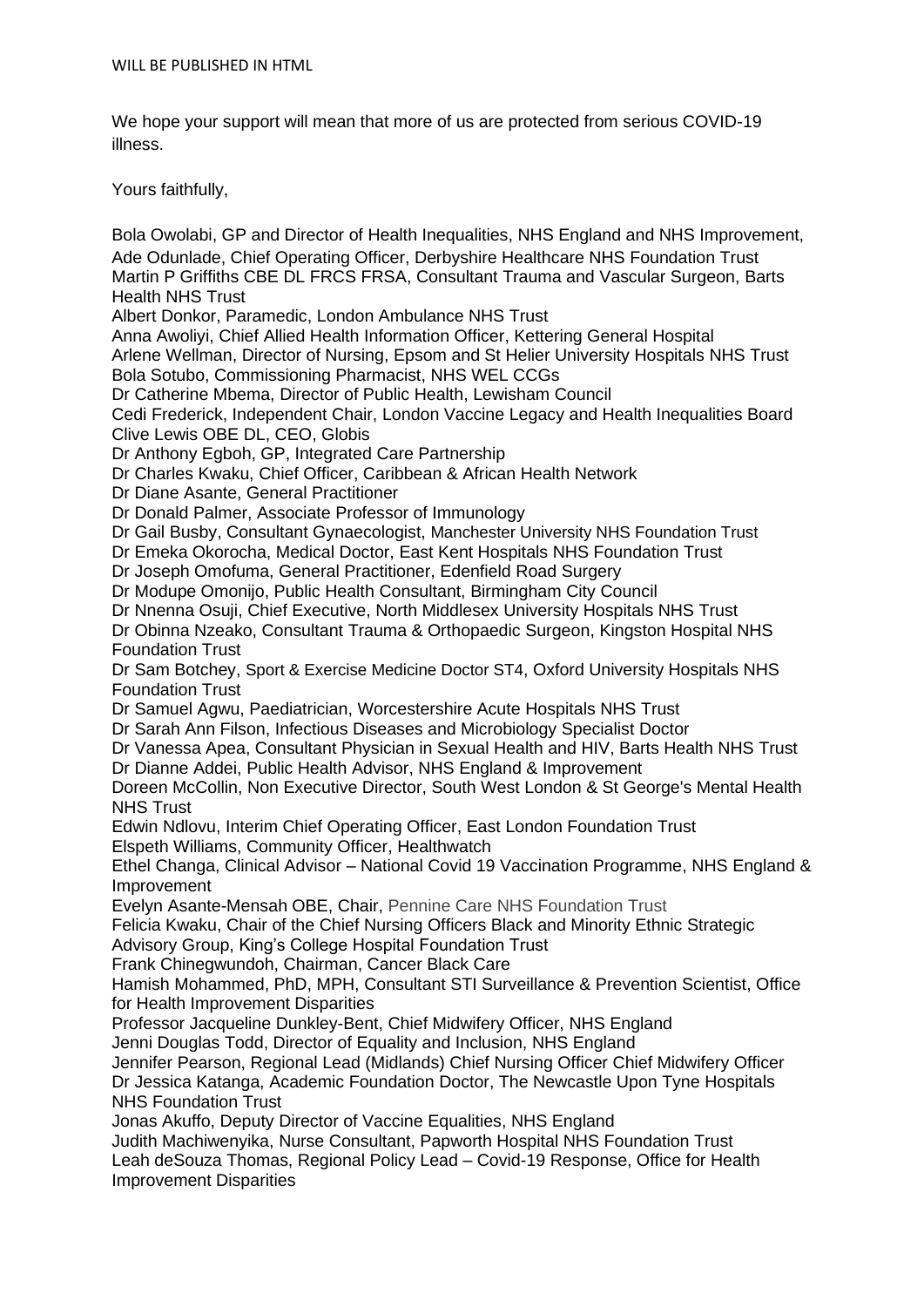We hope your support will mean that more of us are protected from serious COVID-19 illness.

Yours faithfully,

Bola Owolabi, GP and Director of Health Inequalities, NHS England and NHS Improvement,
Ade Odunlade, Chief Operating Officer, Derbyshire Healthcare NHS Foundation Trust
Martin P Griffiths CBE DL FRCS FRSA, Consultant Trauma and Vascular Surgeon, Barts Health NHS Trust
Albert Donkor, Paramedic, London Ambulance NHS Trust
Anna Awoliyi, Chief Allied Health Information Officer, Kettering General Hospital
Arlene Wellman, Director of Nursing, Epsom and St Helier University Hospitals NHS Trust
Bola Sotubo, Commissioning Pharmacist, NHS WEL CCGs
Dr Catherine Mbema, Director of Public Health, Lewisham Council
Cedi Frederick, Independent Chair, London Vaccine Legacy and Health Inequalities Board
Clive Lewis OBE DL, CEO, Globis
Dr Anthony Egboh, GP, Integrated Care Partnership
Dr Charles Kwaku, Chief Officer, Caribbean & African Health Network
Dr Diane Asante, General Practitioner
Dr Donald Palmer, Associate Professor of Immunology
Dr Gail Busby, Consultant Gynaecologist, Manchester University NHS Foundation Trust
Dr Emeka Okorocha, Medical Doctor, East Kent Hospitals NHS Foundation Trust
Dr Joseph Omofuma, General Practitioner, Edenfield Road Surgery
Dr Modupe Omonijo, Public Health Consultant, Birmingham City Council
Dr Nnenna Osuji, Chief Executive, North Middlesex University Hospitals NHS Trust
Dr Obinna Nzeako, Consultant Trauma & Orthopaedic Surgeon, Kingston Hospital NHS Foundation Trust
Dr Sam Botchey, Sport & Exercise Medicine Doctor ST4, Oxford University Hospitals NHS Foundation Trust
Dr Samuel Agwu, Paediatrician, Worcestershire Acute Hospitals NHS Trust
Dr Sarah Ann Filson, Infectious Diseases and Microbiology Specialist Doctor
Dr Vanessa Apea, Consultant Physician in Sexual Health and HIV, Barts Health NHS Trust
Dr Dianne Addei, Public Health Advisor, NHS England & Improvement
Doreen McCollin, Non Executive Director, South West London & St George's Mental Health NHS Trust
Edwin Ndlovu, Interim Chief Operating Officer, East London Foundation Trust
Elspeth Williams, Community Officer, Healthwatch
Ethel Changa, Clinical Advisor – National Covid 19 Vaccination Programme, NHS England & Improvement
Evelyn Asante-Mensah OBE, Chair, Pennine Care NHS Foundation Trust
Felicia Kwaku, Chair of the Chief Nursing Officers Black and Minority Ethnic Strategic Advisory Group, King's College Hospital Foundation Trust
Frank Chinegwundoh, Chairman, Cancer Black Care
Hamish Mohammed, PhD, MPH, Consultant STI Surveillance & Prevention Scientist, Office for Health Improvement Disparities
Professor Jacqueline Dunkley-Bent, Chief Midwifery Officer, NHS England
Jenni Douglas Todd, Director of Equality and Inclusion, NHS England
Jennifer Pearson, Regional Lead (Midlands) Chief Nursing Officer Chief Midwifery Officer
Dr Jessica Katanga, Academic Foundation Doctor, The Newcastle Upon Tyne Hospitals NHS Foundation Trust
Jonas Akuffo, Deputy Director of Vaccine Equalities, NHS England
Judith Machiwenyika, Nurse Consultant, Papworth Hospital NHS Foundation Trust
Leah deSouza Thomas, Regional Policy Lead – Covid-19 Response, Office for Health Improvement Disparities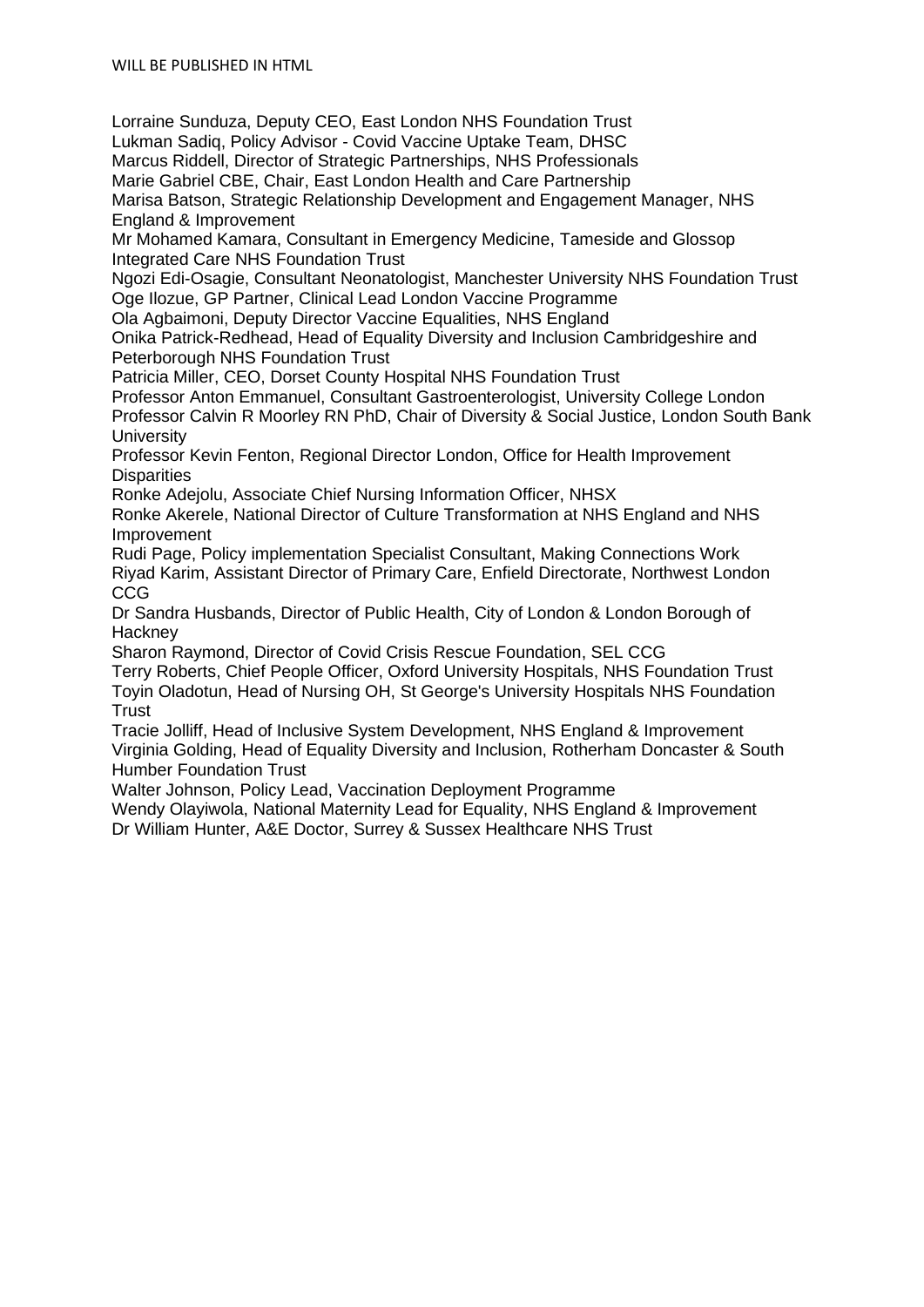Lorraine Sunduza, Deputy CEO, East London NHS Foundation Trust
Lukman Sadiq, Policy Advisor - Covid Vaccine Uptake Team, DHSC
Marcus Riddell, Director of Strategic Partnerships, NHS Professionals
Marie Gabriel CBE, Chair, East London Health and Care Partnership
Marisa Batson, Strategic Relationship Development and Engagement Manager, NHS England & Improvement
Mr Mohamed Kamara, Consultant in Emergency Medicine, Tameside and Glossop Integrated Care NHS Foundation Trust
Ngozi Edi-Osagie, Consultant Neonatologist, Manchester University NHS Foundation Trust
Oge Ilozue, GP Partner, Clinical Lead London Vaccine Programme
Ola Agbaimoni, Deputy Director Vaccine Equalities, NHS England
Onika Patrick-Redhead, Head of Equality Diversity and Inclusion Cambridgeshire and Peterborough NHS Foundation Trust
Patricia Miller, CEO, Dorset County Hospital NHS Foundation Trust
Professor Anton Emmanuel, Consultant Gastroenterologist, University College London
Professor Calvin R Moorley RN PhD, Chair of Diversity & Social Justice, London South Bank University
Professor Kevin Fenton, Regional Director London, Office for Health Improvement Disparities
Ronke Adejolu, Associate Chief Nursing Information Officer, NHSX
Ronke Akerele, National Director of Culture Transformation at NHS England and NHS Improvement
Rudi Page, Policy implementation Specialist Consultant, Making Connections Work
Riyad Karim, Assistant Director of Primary Care, Enfield Directorate, Northwest London CCG
Dr Sandra Husbands, Director of Public Health, City of London & London Borough of Hackney
Sharon Raymond, Director of Covid Crisis Rescue Foundation, SEL CCG
Terry Roberts, Chief People Officer, Oxford University Hospitals, NHS Foundation Trust
Toyin Oladotun, Head of Nursing OH, St George's University Hospitals NHS Foundation Trust
Tracie Jolliff, Head of Inclusive System Development, NHS England & Improvement
Virginia Golding, Head of Equality Diversity and Inclusion, Rotherham Doncaster & South Humber Foundation Trust
Walter Johnson, Policy Lead, Vaccination Deployment Programme
Wendy Olayiwola, National Maternity Lead for Equality, NHS England & Improvement
Dr William Hunter, A&E Doctor, Surrey & Sussex Healthcare NHS Trust